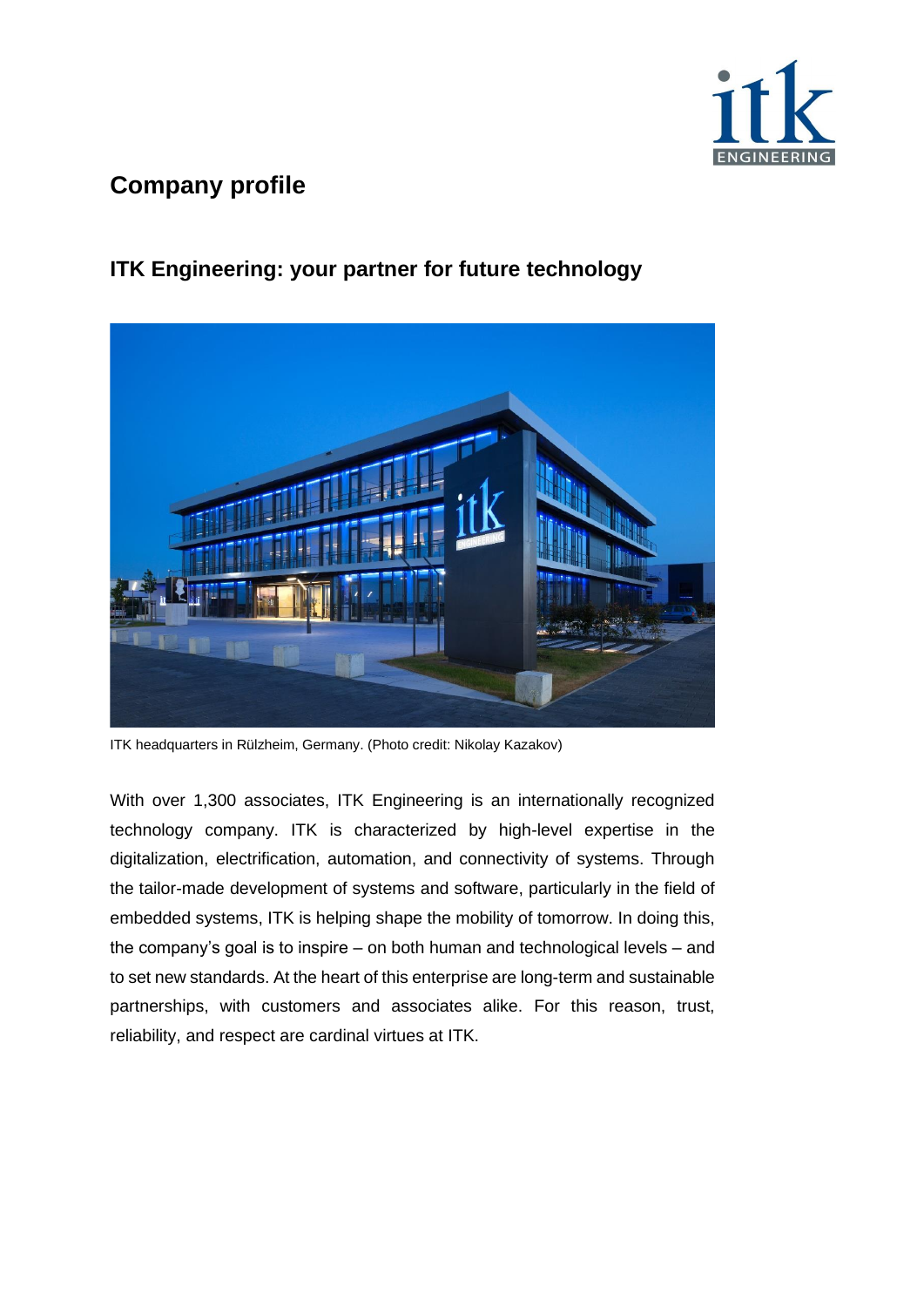# Company profile

## ITK Engineering: your partner for future technology

ITK headquarters in Rülzheim, Germany. (Photo credit: Nikolay Kazakov)

With over 1,300 associates, ITK Engineering is an internationally recognized technology company. ITK is characterized by high-level expertise in the digitalization, electrification, automation, and connectivity of systems. Through the tailor-made development of systems and software, particularly in the field of embedded systems, ITK is helping shape the mobility of tomorrow. In doing this, the company's goal is to inspire – on both human and technological levels – and to set new standards. At the heart of this enterprise are long-term and sustainable partnerships, with customers and associates alike. For this reason, trust, reliability, and respect are cardinal virtues at ITK.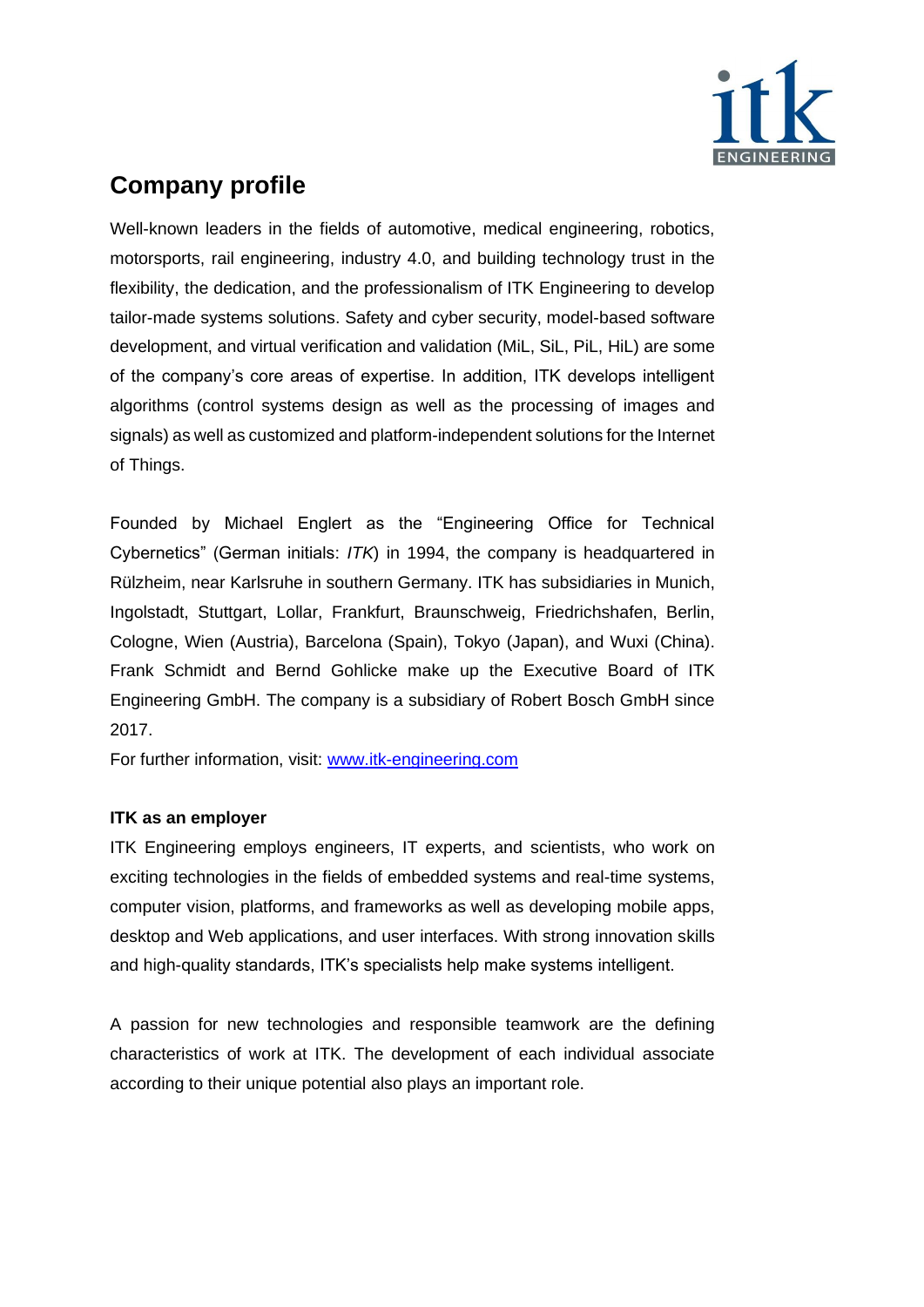## Company profile

Well-known leaders in the fields of automotive, medical engineering, robotics, motorsports, rail engineering, industry 4.0, and building technology trust in the flexibility, the dedication, and the professionalism of ITK Engineering to develop tailor-made systems solutions. Safety and cyber security, model-based software development, and virtual verification and validation (MiL, SiL, PiL, HiL) are some of the company's core areas of expertise. In addition, ITK develops intelligent algorithms (control systems design as well as the processing of images and signals) as well as customized and platform-independent solutions for the Internet of Things.

Founded by Michael Englert as the "Engineering Office for Technical Cybernetics" (German initials: *ITK*) in 1994, the company is headquartered in Rülzheim, near Karlsruhe in southern Germany. ITK has subsidiaries in Munich, Ingolstadt, Stuttgart, Lollar, Frankfurt, Braunschweig, Friedrichshafen, Berlin, Cologne, Wien (Austria), Barcelona (Spain), Tokyo (Japan), and Wuxi (China). Frank Schmidt and Bernd Gohlicke make up the Executive Board of ITK Engineering GmbH. The company is a subsidiary of Robert Bosch GmbH since 2017.
For further information, visit: [www.itk-engineering.com](http://www.itk-engineering.com)

**ITK as an employer**
ITK Engineering employs engineers, IT experts, and scientists, who work on exciting technologies in the fields of embedded systems and real-time systems, computer vision, platforms, and frameworks as well as developing mobile apps, desktop and Web applications, and user interfaces. With strong innovation skills and high-quality standards, ITK's specialists help make systems intelligent.

A passion for new technologies and responsible teamwork are the defining characteristics of work at ITK. The development of each individual associate according to their unique potential also plays an important role.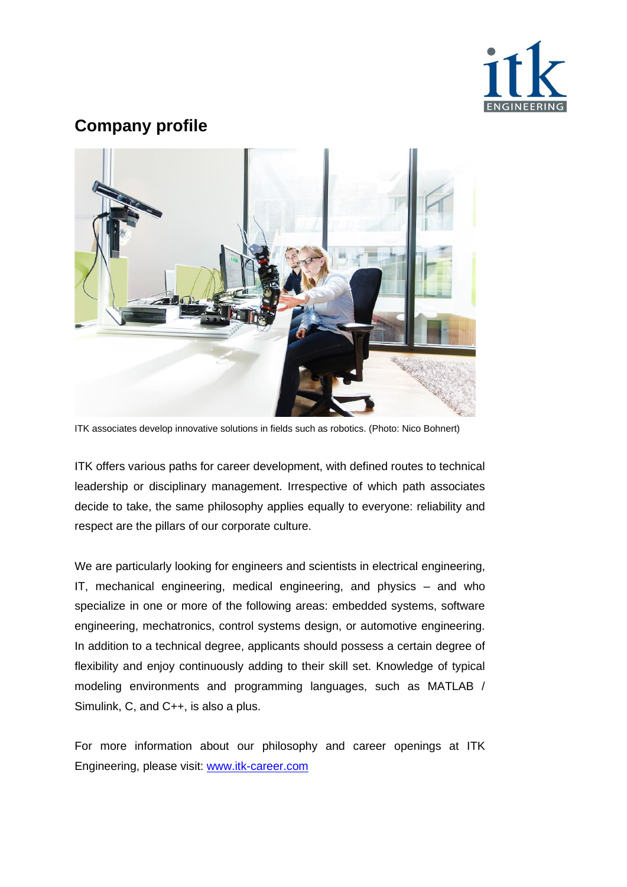## Company profile

ITK associates develop innovative solutions in fields such as robotics. (Photo: Nico Bohnert)

ITK offers various paths for career development, with defined routes to technical leadership or disciplinary management. Irrespective of which path associates decide to take, the same philosophy applies equally to everyone: reliability and respect are the pillars of our corporate culture.

We are particularly looking for engineers and scientists in electrical engineering, IT, mechanical engineering, medical engineering, and physics – and who specialize in one or more of the following areas: embedded systems, software engineering, mechatronics, control systems design, or automotive engineering. In addition to a technical degree, applicants should possess a certain degree of flexibility and enjoy continuously adding to their skill set. Knowledge of typical modeling environments and programming languages, such as MATLAB / Simulink, C, and C++, is also a plus.

For more information about our philosophy and career openings at ITK Engineering, please visit: [www.itk-career.com](http://www.itk-career.com)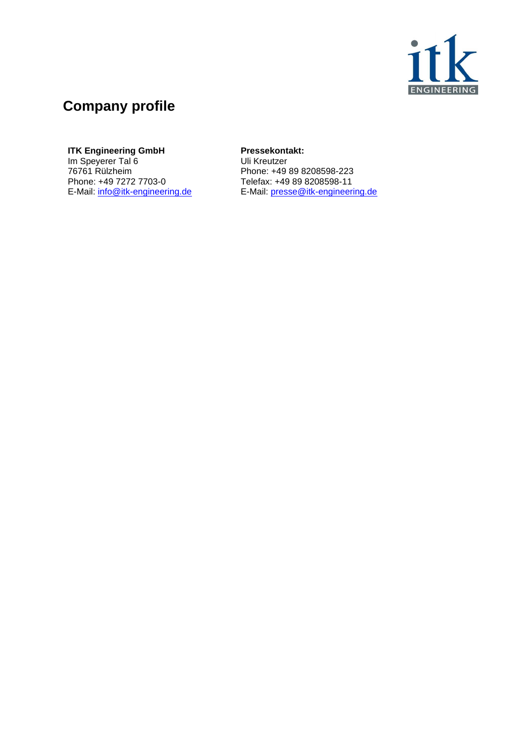## Company profile

**ITK Engineering GmbH**
Im Speyerer Tal 6
76761 Rülzheim
Phone: +49 7272 7703-0
E-Mail: info@itk-engineering.de

**Pressekontakt:**
Uli Kreutzer
Phone: +49 89 8208598-223
Telefax: +49 89 8208598-11
E-Mail: presse@itk-engineering.de